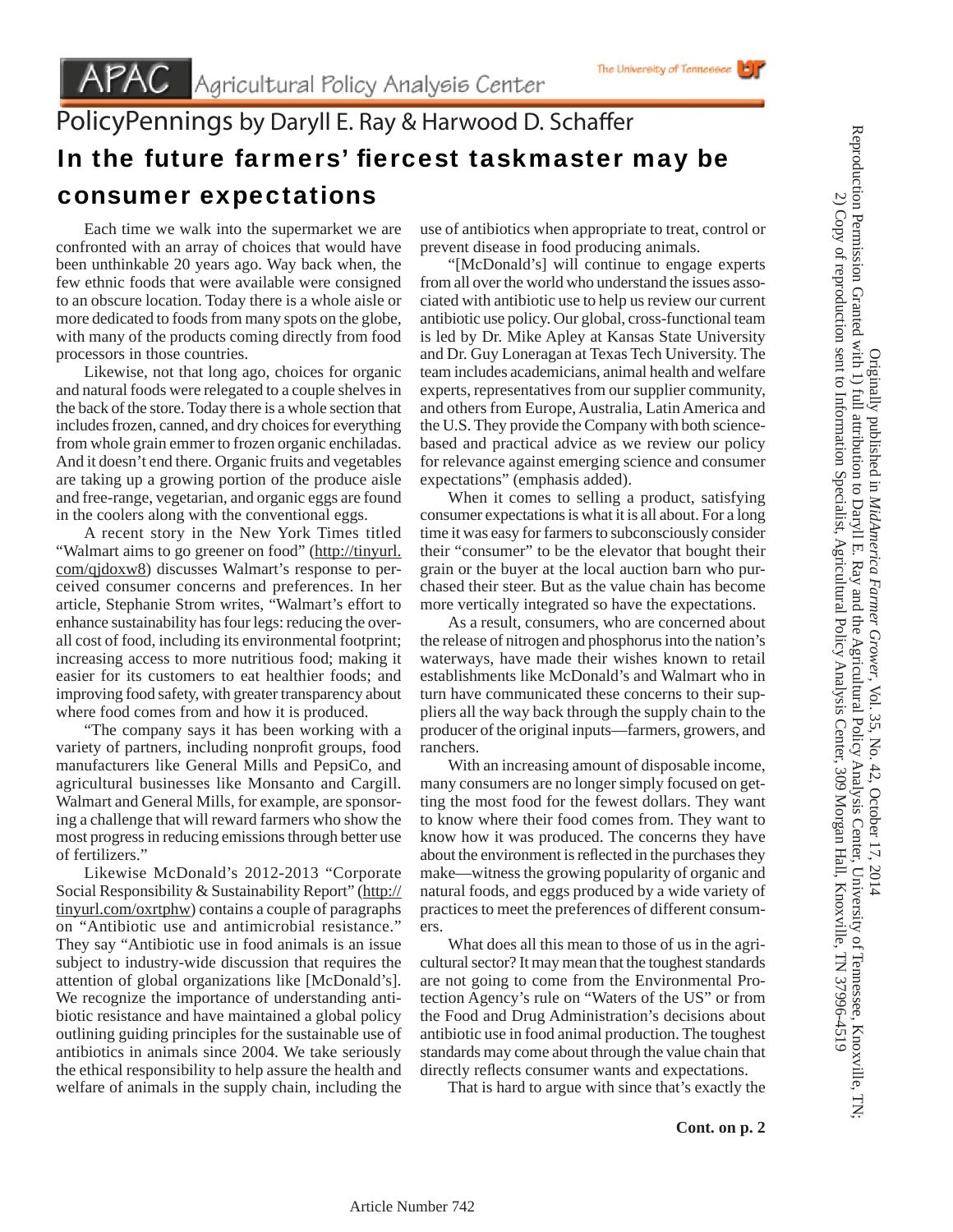APAC Agricultural Policy Analysis Center

The University of Tennessee

# PolicyPennings by Daryll E. Ray & Harwood D. Schaffer

## In the future farmers' fiercest taskmaster may be consumer expectations

Each time we walk into the supermarket we are confronted with an array of choices that would have been unthinkable 20 years ago. Way back when, the few ethnic foods that were available were consigned to an obscure location. Today there is a whole aisle or more dedicated to foods from many spots on the globe, with many of the products coming directly from food processors in those countries.

Likewise, not that long ago, choices for organic and natural foods were relegated to a couple shelves in the back of the store. Today there is a whole section that includes frozen, canned, and dry choices for everything from whole grain emmer to frozen organic enchiladas. And it doesn't end there. Organic fruits and vegetables are taking up a growing portion of the produce aisle and free-range, vegetarian, and organic eggs are found in the coolers along with the conventional eggs.

A recent story in the New York Times titled "Walmart aims to go greener on food" (http://tinyurl.com/qjdoxw8) discusses Walmart's response to perceived consumer concerns and preferences. In her article, Stephanie Strom writes, "Walmart's effort to enhance sustainability has four legs: reducing the overall cost of food, including its environmental footprint; increasing access to more nutritious food; making it easier for its customers to eat healthier foods; and improving food safety, with greater transparency about where food comes from and how it is produced.

"The company says it has been working with a variety of partners, including nonprofit groups, food manufacturers like General Mills and PepsiCo, and agricultural businesses like Monsanto and Cargill. Walmart and General Mills, for example, are sponsoring a challenge that will reward farmers who show the most progress in reducing emissions through better use of fertilizers."

Likewise McDonald's 2012-2013 "Corporate Social Responsibility & Sustainability Report" (http://tinyurl.com/oxrtphw) contains a couple of paragraphs on "Antibiotic use and antimicrobial resistance." They say "Antibiotic use in food animals is an issue subject to industry-wide discussion that requires the attention of global organizations like [McDonald's]. We recognize the importance of understanding antibiotic resistance and have maintained a global policy outlining guiding principles for the sustainable use of antibiotics in animals since 2004. We take seriously the ethical responsibility to help assure the health and welfare of animals in the supply chain, including the use of antibiotics when appropriate to treat, control or prevent disease in food producing animals.

"[McDonald's] will continue to engage experts from all over the world who understand the issues associated with antibiotic use to help us review our current antibiotic use policy. Our global, cross-functional team is led by Dr. Mike Apley at Kansas State University and Dr. Guy Loneragan at Texas Tech University. The team includes academicians, animal health and welfare experts, representatives from our supplier community, and others from Europe, Australia, Latin America and the U.S. They provide the Company with both science-based and practical advice as we review our policy for relevance against emerging science and consumer expectations" (emphasis added).

When it comes to selling a product, satisfying consumer expectations is what it is all about. For a long time it was easy for farmers to subconsciously consider their "consumer" to be the elevator that bought their grain or the buyer at the local auction barn who purchased their steer. But as the value chain has become more vertically integrated so have the expectations.

As a result, consumers, who are concerned about the release of nitrogen and phosphorus into the nation's waterways, have made their wishes known to retail establishments like McDonald's and Walmart who in turn have communicated these concerns to their suppliers all the way back through the supply chain to the producer of the original inputs—farmers, growers, and ranchers.

With an increasing amount of disposable income, many consumers are no longer simply focused on getting the most food for the fewest dollars. They want to know where their food comes from. They want to know how it was produced. The concerns they have about the environment is reflected in the purchases they make—witness the growing popularity of organic and natural foods, and eggs produced by a wide variety of practices to meet the preferences of different consumers.

What does all this mean to those of us in the agricultural sector? It may mean that the toughest standards are not going to come from the Environmental Protection Agency's rule on "Waters of the US" or from the Food and Drug Administration's decisions about antibiotic use in food animal production. The toughest standards may come about through the value chain that directly reflects consumer wants and expectations.

That is hard to argue with since that's exactly the

**Cont. on p. 2**

Originally published in *MidAmerica Farmer Grower*, Vol. 35, No. 42, October 17, 2014
Reproduction Permission Granted with 1) full attribution to Daryll E. Ray and the Agricultural Policy Analysis Center, University of Tennessee, Knoxville, TN;
2) Copy of reproduction sent to Information Specialist, Agricultural Policy Analysis Center, 309 Morgan Hall, Knoxville, TN 37996-4519

Article Number 742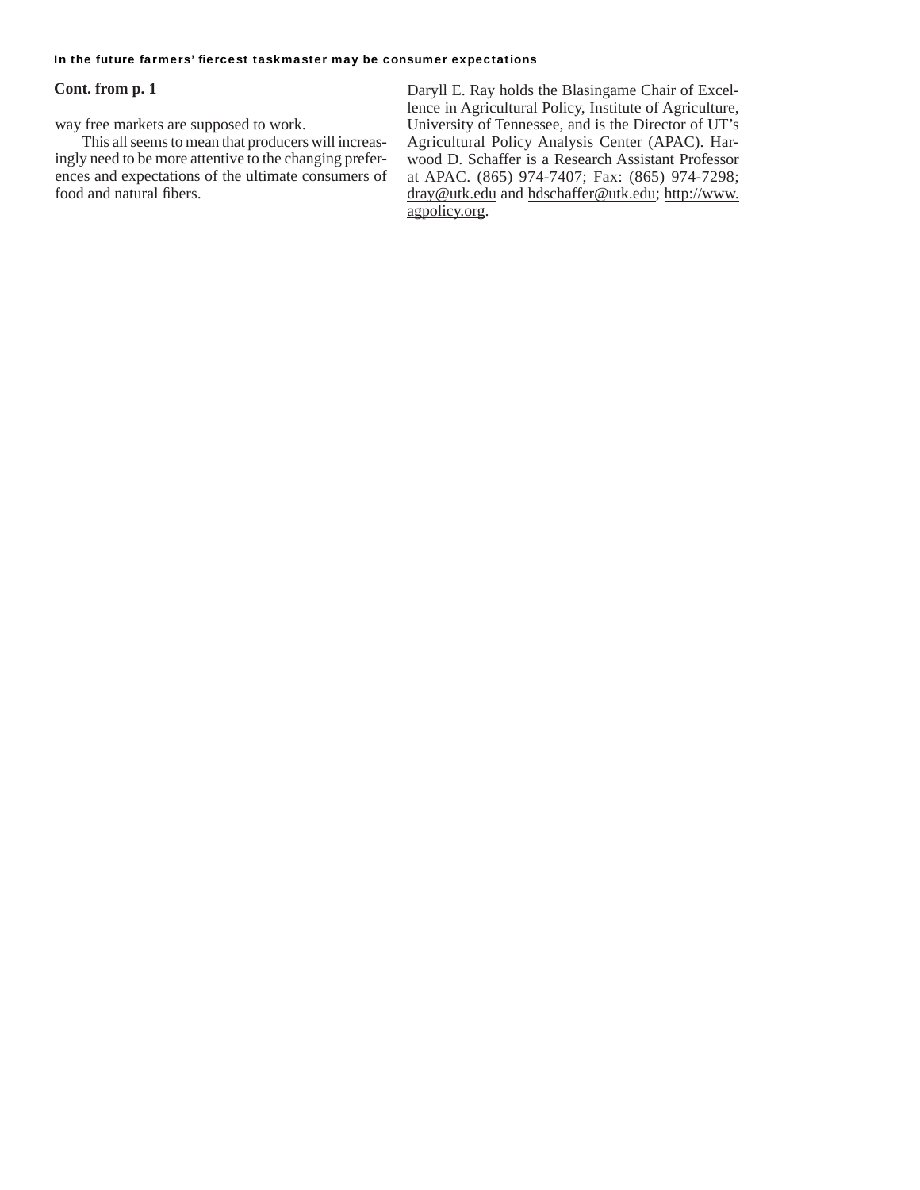**Cont. from p. 1**

way free markets are supposed to work.

This all seems to mean that producers will increasingly need to be more attentive to the changing preferences and expectations of the ultimate consumers of food and natural fibers.

Daryll E. Ray holds the Blasingame Chair of Excellence in Agricultural Policy, Institute of Agriculture, University of Tennessee, and is the Director of UT's Agricultural Policy Analysis Center (APAC). Harwood D. Schaffer is a Research Assistant Professor at APAC. (865) 974-7407; Fax: (865) 974-7298; dray@utk.edu and hdschaffer@utk.edu; http://www.agpolicy.org.